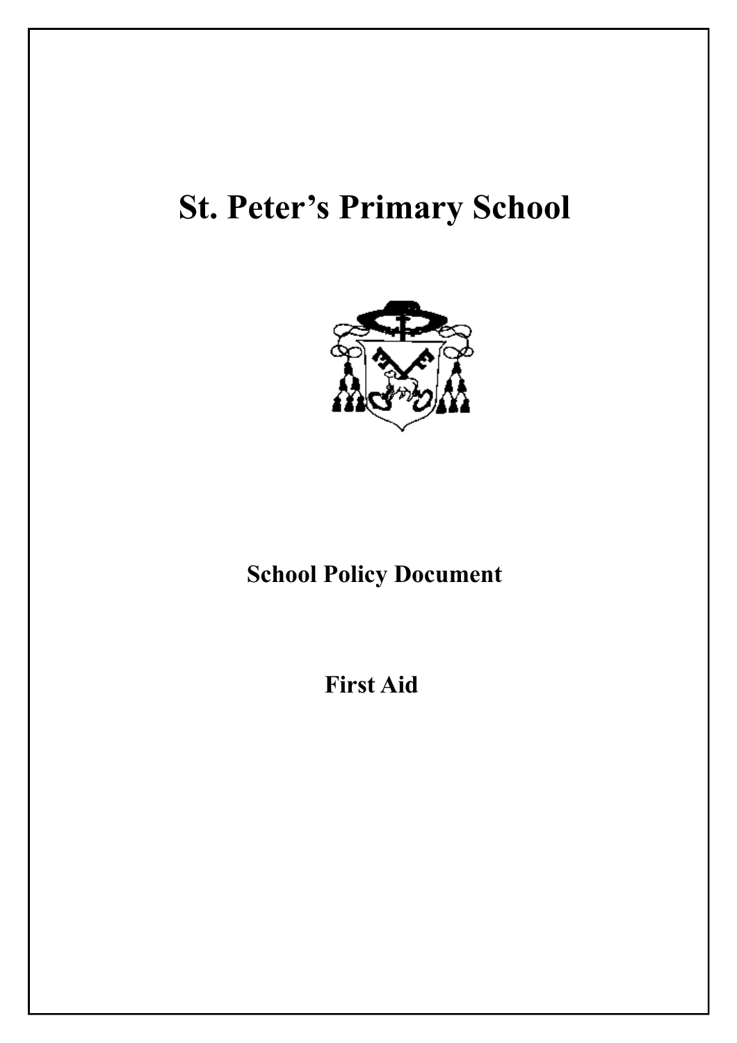# St. Peter's Primary School

## School Policy Document

## First Aid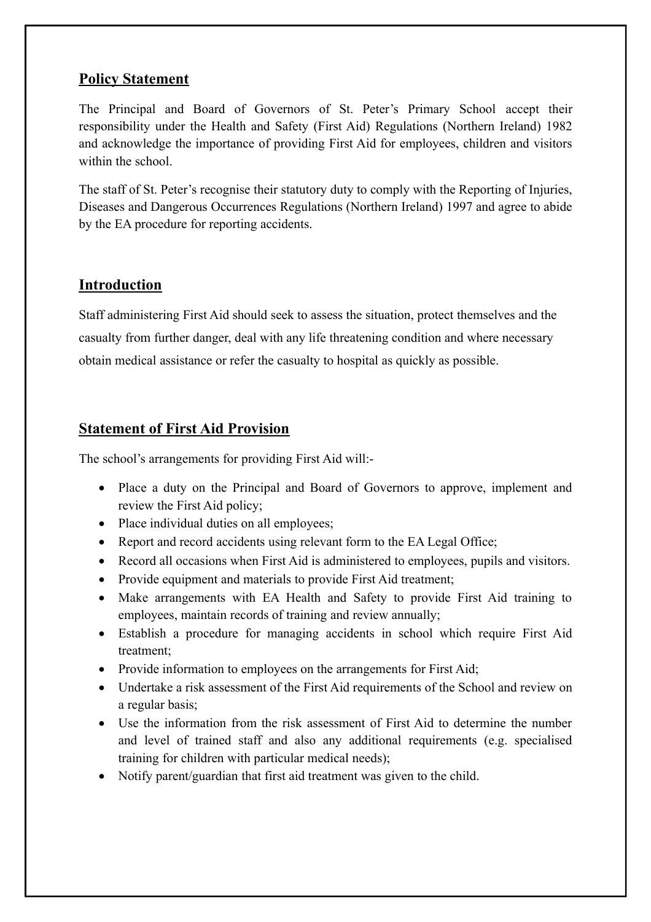## Policy Statement

The Principal and Board of Governors of St. Peter's Primary School accept their responsibility under the Health and Safety (First Aid) Regulations (Northern Ireland) 1982 and acknowledge the importance of providing First Aid for employees, children and visitors within the school.

The staff of St. Peter's recognise their statutory duty to comply with the Reporting of Injuries, Diseases and Dangerous Occurrences Regulations (Northern Ireland) 1997 and agree to abide by the EA procedure for reporting accidents.

## Introduction

Staff administering First Aid should seek to assess the situation, protect themselves and the casualty from further danger, deal with any life threatening condition and where necessary obtain medical assistance or refer the casualty to hospital as quickly as possible.

## Statement of First Aid Provision

The school's arrangements for providing First Aid will:-

- Place a duty on the Principal and Board of Governors to approve, implement and review the First Aid policy;
- Place individual duties on all employees;
- Report and record accidents using relevant form to the EA Legal Office;
- Record all occasions when First Aid is administered to employees, pupils and visitors.
- Provide equipment and materials to provide First Aid treatment;
- Make arrangements with EA Health and Safety to provide First Aid training to employees, maintain records of training and review annually;
- Establish a procedure for managing accidents in school which require First Aid treatment;
- Provide information to employees on the arrangements for First Aid;
- Undertake a risk assessment of the First Aid requirements of the School and review on a regular basis;
- Use the information from the risk assessment of First Aid to determine the number and level of trained staff and also any additional requirements (e.g. specialised training for children with particular medical needs);
- Notify parent/guardian that first aid treatment was given to the child.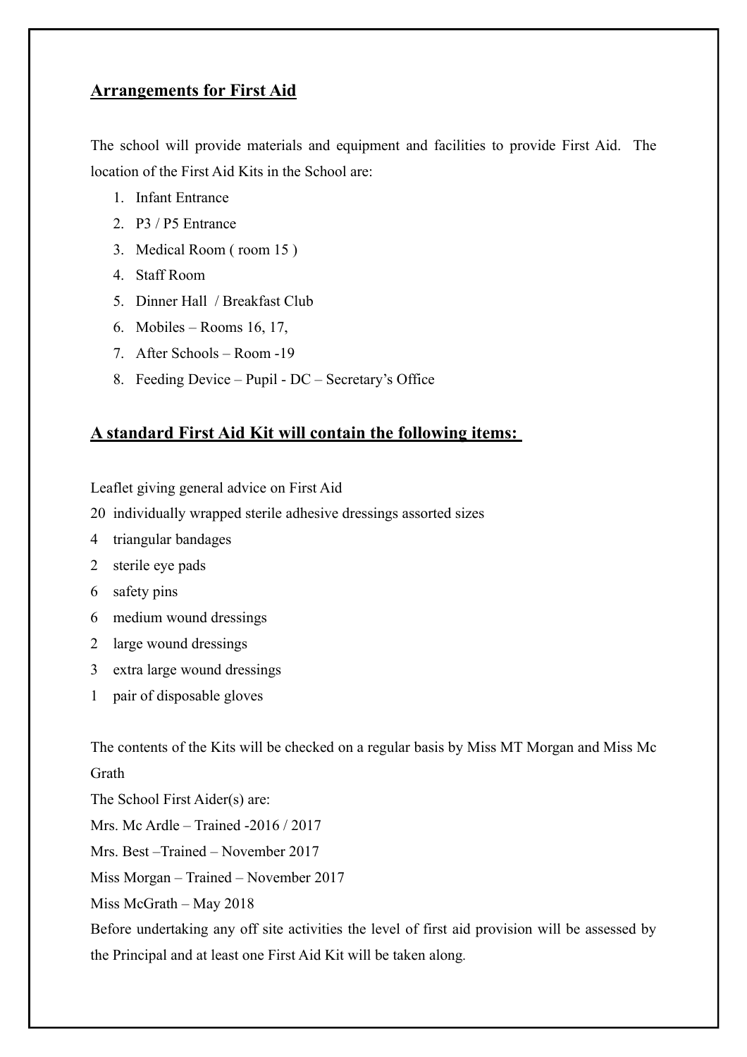## Arrangements for First Aid

The school will provide materials and equipment and facilities to provide First Aid. The location of the First Aid Kits in the School are:

1. Infant Entrance
2. P3 / P5 Entrance
3. Medical Room ( room 15 )
4. Staff Room
5. Dinner Hall / Breakfast Club
6. Mobiles – Rooms 16, 17,
7. After Schools – Room -19
8. Feeding Device – Pupil - DC – Secretary's Office

## A standard First Aid Kit will contain the following items:

Leaflet giving general advice on First Aid

20 individually wrapped sterile adhesive dressings assorted sizes

4 triangular bandages

2 sterile eye pads

6 safety pins

6 medium wound dressings

2 large wound dressings

3 extra large wound dressings

1 pair of disposable gloves

The contents of the Kits will be checked on a regular basis by Miss MT Morgan and Miss Mc Grath

The School First Aider(s) are:

Mrs. Mc Ardle – Trained -2016 / 2017

Mrs. Best –Trained – November 2017

Miss Morgan – Trained – November 2017

Miss McGrath – May 2018

Before undertaking any off site activities the level of first aid provision will be assessed by the Principal and at least one First Aid Kit will be taken along.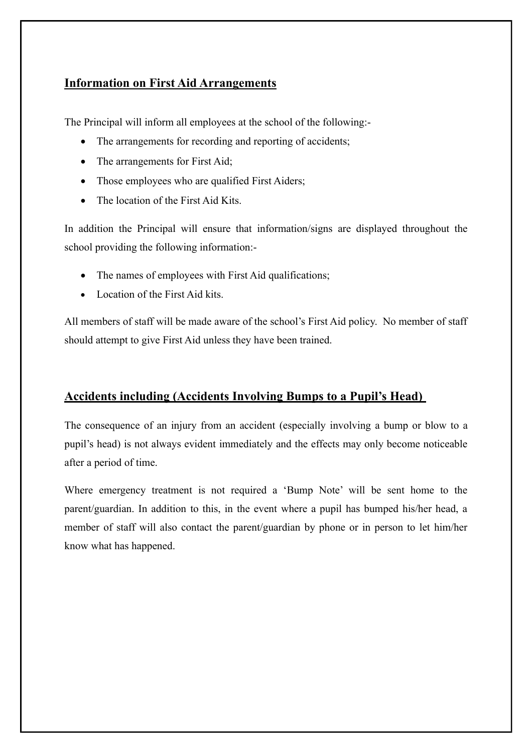## Information on First Aid Arrangements

The Principal will inform all employees at the school of the following:-

- The arrangements for recording and reporting of accidents;
- The arrangements for First Aid;
- Those employees who are qualified First Aiders;
- The location of the First Aid Kits.

In addition the Principal will ensure that information/signs are displayed throughout the school providing the following information:-

- The names of employees with First Aid qualifications;
- Location of the First Aid kits.

All members of staff will be made aware of the school's First Aid policy. No member of staff should attempt to give First Aid unless they have been trained.

## Accidents including (Accidents Involving Bumps to a Pupil's Head)

The consequence of an injury from an accident (especially involving a bump or blow to a pupil's head) is not always evident immediately and the effects may only become noticeable after a period of time.

Where emergency treatment is not required a 'Bump Note' will be sent home to the parent/guardian. In addition to this, in the event where a pupil has bumped his/her head, a member of staff will also contact the parent/guardian by phone or in person to let him/her know what has happened.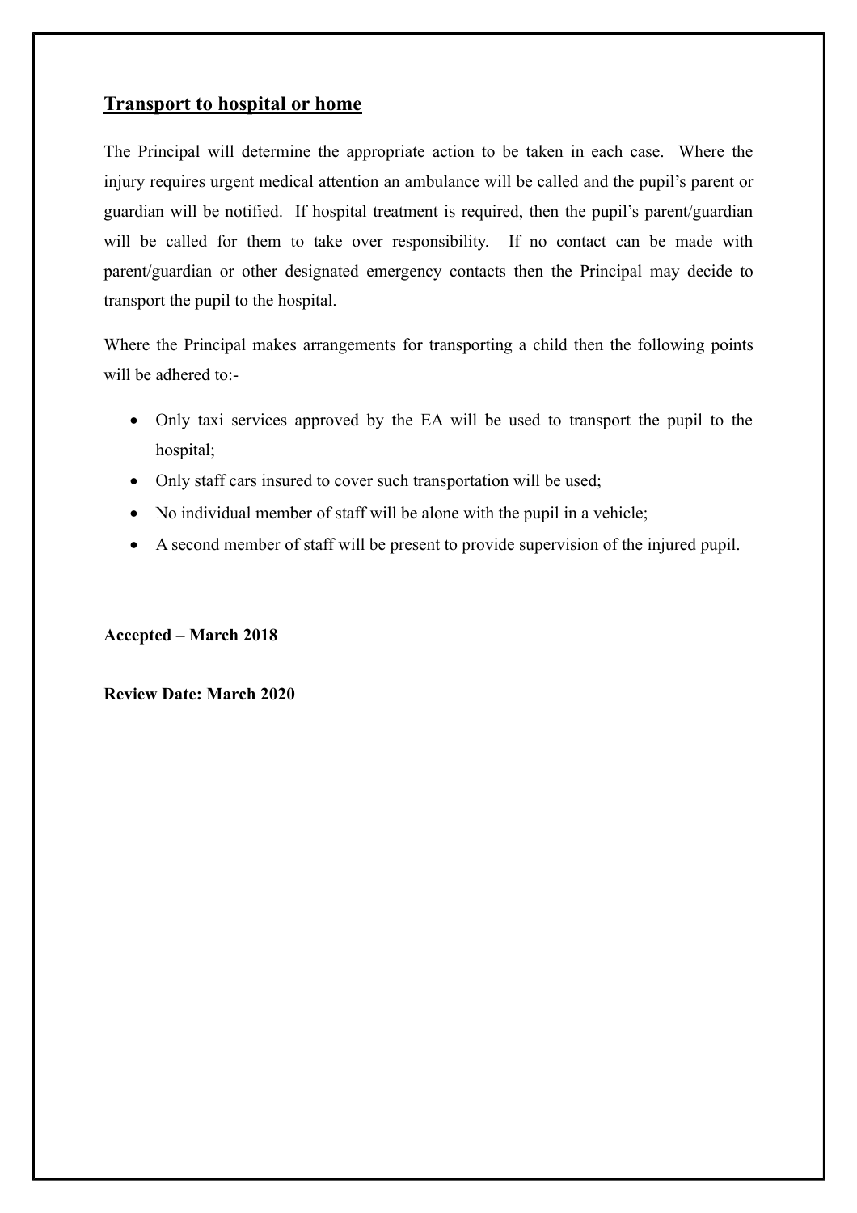## Transport to hospital or home

The Principal will determine the appropriate action to be taken in each case. Where the injury requires urgent medical attention an ambulance will be called and the pupil's parent or guardian will be notified. If hospital treatment is required, then the pupil's parent/guardian will be called for them to take over responsibility. If no contact can be made with parent/guardian or other designated emergency contacts then the Principal may decide to transport the pupil to the hospital.

Where the Principal makes arrangements for transporting a child then the following points will be adhered to:-

- Only taxi services approved by the EA will be used to transport the pupil to the hospital;
- Only staff cars insured to cover such transportation will be used;
- No individual member of staff will be alone with the pupil in a vehicle;
- A second member of staff will be present to provide supervision of the injured pupil.

**Accepted – March 2018**

**Review Date: March 2020**